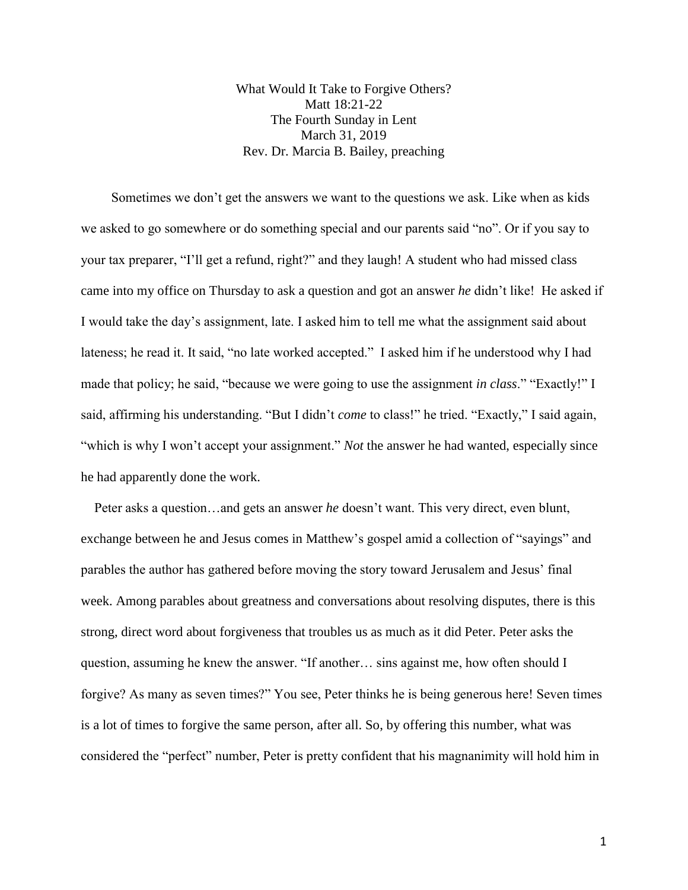# What Would It Take to Forgive Others?

Matt 18:21-22
The Fourth Sunday in Lent
March 31, 2019
Rev. Dr. Marcia B. Bailey, preaching

Sometimes we don't get the answers we want to the questions we ask. Like when as kids we asked to go somewhere or do something special and our parents said "no". Or if you say to your tax preparer, "I'll get a refund, right?" and they laugh! A student who had missed class came into my office on Thursday to ask a question and got an answer *he* didn't like! He asked if I would take the day's assignment, late. I asked him to tell me what the assignment said about lateness; he read it. It said, "no late worked accepted." I asked him if he understood why I had made that policy; he said, "because we were going to use the assignment *in class*." "Exactly!" I said, affirming his understanding. "But I didn't *come* to class!" he tried. "Exactly," I said again, "which is why I won't accept your assignment." *Not* the answer he had wanted, especially since he had apparently done the work.

Peter asks a question…and gets an answer *he* doesn't want. This very direct, even blunt, exchange between he and Jesus comes in Matthew's gospel amid a collection of "sayings" and parables the author has gathered before moving the story toward Jerusalem and Jesus' final week. Among parables about greatness and conversations about resolving disputes, there is this strong, direct word about forgiveness that troubles us as much as it did Peter. Peter asks the question, assuming he knew the answer. "If another… sins against me, how often should I forgive? As many as seven times?" You see, Peter thinks he is being generous here! Seven times is a lot of times to forgive the same person, after all. So, by offering this number, what was considered the "perfect" number, Peter is pretty confident that his magnanimity will hold him in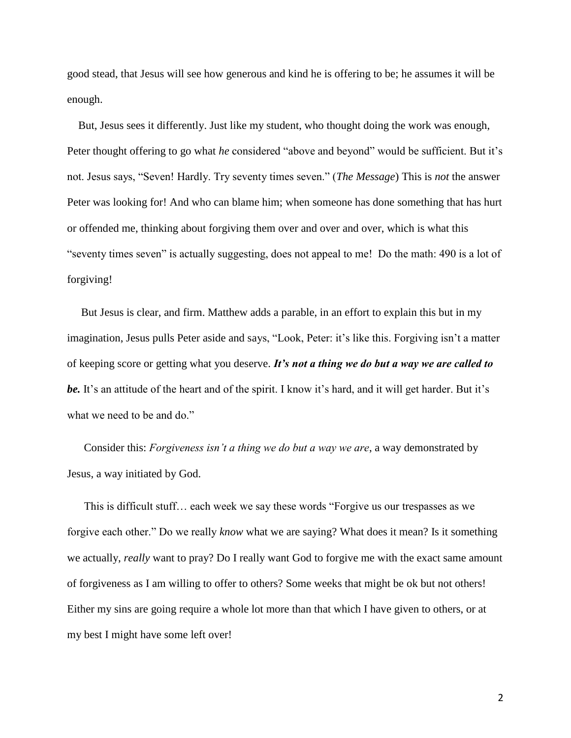good stead, that Jesus will see how generous and kind he is offering to be; he assumes it will be enough.

But, Jesus sees it differently. Just like my student, who thought doing the work was enough, Peter thought offering to go what *he* considered "above and beyond" would be sufficient. But it's not. Jesus says, "Seven! Hardly. Try seventy times seven." (*The Message*) This is *not* the answer Peter was looking for! And who can blame him; when someone has done something that has hurt or offended me, thinking about forgiving them over and over and over, which is what this "seventy times seven" is actually suggesting, does not appeal to me! Do the math: 490 is a lot of forgiving!

But Jesus is clear, and firm. Matthew adds a parable, in an effort to explain this but in my imagination, Jesus pulls Peter aside and says, "Look, Peter: it's like this. Forgiving isn't a matter of keeping score or getting what you deserve. ***It's not a thing we do but a way we are called to be.*** It's an attitude of the heart and of the spirit. I know it's hard, and it will get harder. But it's what we need to be and do."

Consider this: *Forgiveness isn't a thing we do but a way we are*, a way demonstrated by Jesus, a way initiated by God.

This is difficult stuff… each week we say these words "Forgive us our trespasses as we forgive each other." Do we really *know* what we are saying? What does it mean? Is it something we actually, *really* want to pray? Do I really want God to forgive me with the exact same amount of forgiveness as I am willing to offer to others? Some weeks that might be ok but not others! Either my sins are going require a whole lot more than that which I have given to others, or at my best I might have some left over!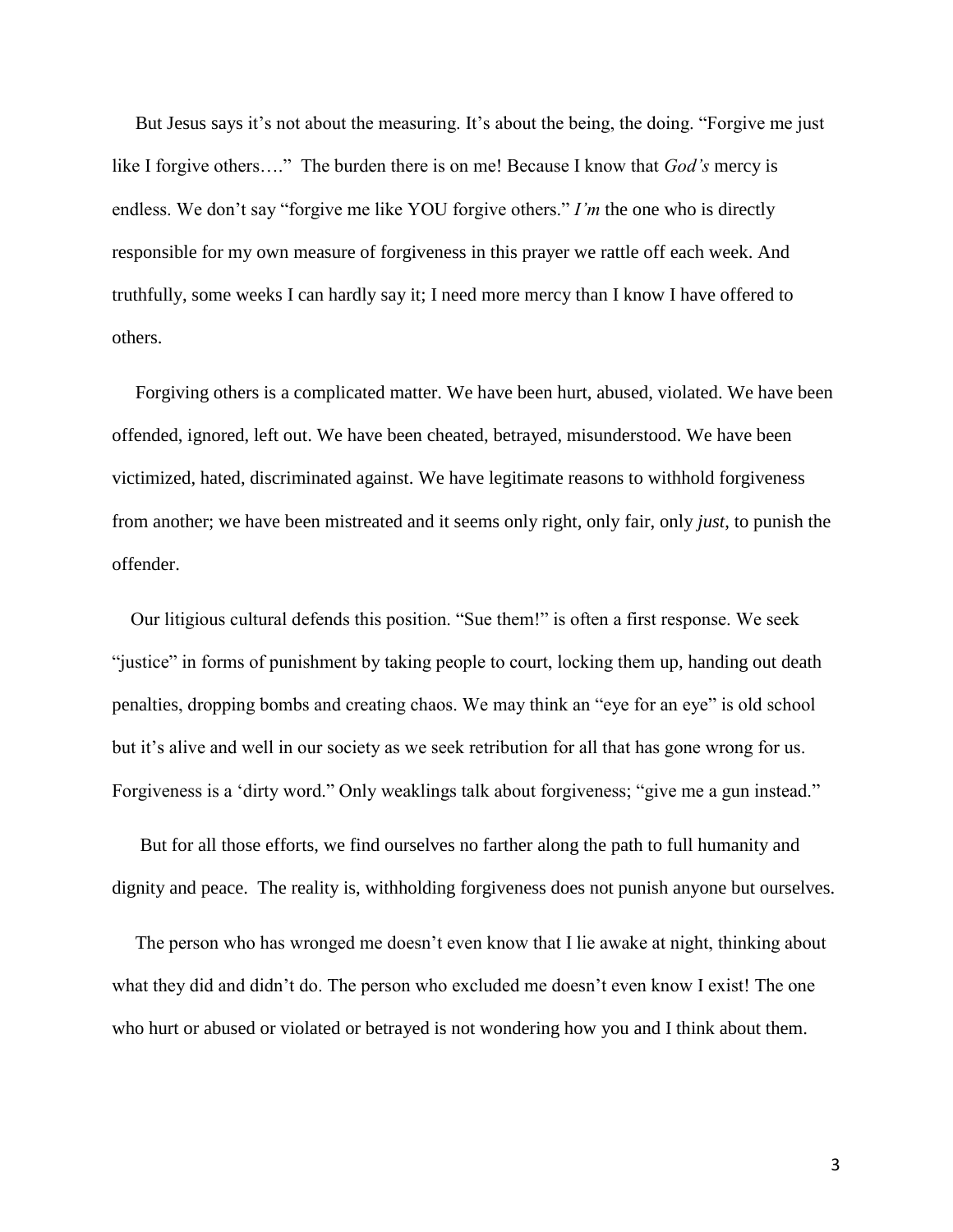But Jesus says it's not about the measuring. It's about the being, the doing. "Forgive me just like I forgive others…." The burden there is on me! Because I know that *God's* mercy is endless. We don't say "forgive me like YOU forgive others." *I'm* the one who is directly responsible for my own measure of forgiveness in this prayer we rattle off each week. And truthfully, some weeks I can hardly say it; I need more mercy than I know I have offered to others.

Forgiving others is a complicated matter. We have been hurt, abused, violated. We have been offended, ignored, left out. We have been cheated, betrayed, misunderstood. We have been victimized, hated, discriminated against. We have legitimate reasons to withhold forgiveness from another; we have been mistreated and it seems only right, only fair, only *just*, to punish the offender.

Our litigious cultural defends this position. "Sue them!" is often a first response. We seek "justice" in forms of punishment by taking people to court, locking them up, handing out death penalties, dropping bombs and creating chaos. We may think an "eye for an eye" is old school but it's alive and well in our society as we seek retribution for all that has gone wrong for us. Forgiveness is a 'dirty word." Only weaklings talk about forgiveness; "give me a gun instead."

But for all those efforts, we find ourselves no farther along the path to full humanity and dignity and peace. The reality is, withholding forgiveness does not punish anyone but ourselves.

The person who has wronged me doesn't even know that I lie awake at night, thinking about what they did and didn't do. The person who excluded me doesn't even know I exist! The one who hurt or abused or violated or betrayed is not wondering how you and I think about them.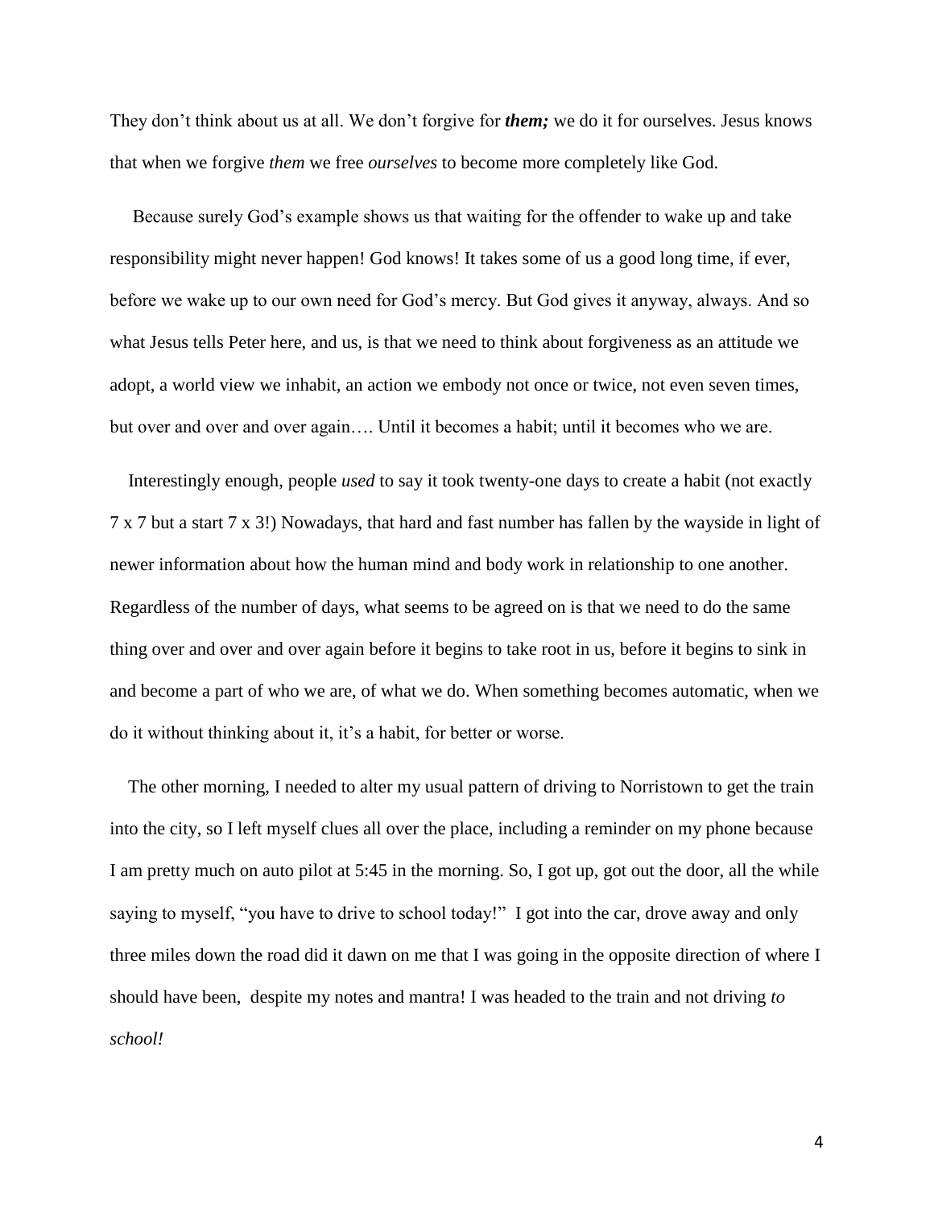They don't think about us at all. We don't forgive for ***them;*** we do it for ourselves. Jesus knows that when we forgive *them* we free *ourselves* to become more completely like God.

Because surely God's example shows us that waiting for the offender to wake up and take responsibility might never happen! God knows! It takes some of us a good long time, if ever, before we wake up to our own need for God's mercy. But God gives it anyway, always. And so what Jesus tells Peter here, and us, is that we need to think about forgiveness as an attitude we adopt, a world view we inhabit, an action we embody not once or twice, not even seven times, but over and over and over again…. Until it becomes a habit; until it becomes who we are.

Interestingly enough, people *used* to say it took twenty-one days to create a habit (not exactly 7 x 7 but a start 7 x 3!) Nowadays, that hard and fast number has fallen by the wayside in light of newer information about how the human mind and body work in relationship to one another. Regardless of the number of days, what seems to be agreed on is that we need to do the same thing over and over and over again before it begins to take root in us, before it begins to sink in and become a part of who we are, of what we do. When something becomes automatic, when we do it without thinking about it, it's a habit, for better or worse.

The other morning, I needed to alter my usual pattern of driving to Norristown to get the train into the city, so I left myself clues all over the place, including a reminder on my phone because I am pretty much on auto pilot at 5:45 in the morning. So, I got up, got out the door, all the while saying to myself, "you have to drive to school today!" I got into the car, drove away and only three miles down the road did it dawn on me that I was going in the opposite direction of where I should have been, despite my notes and mantra! I was headed to the train and not driving *to school!*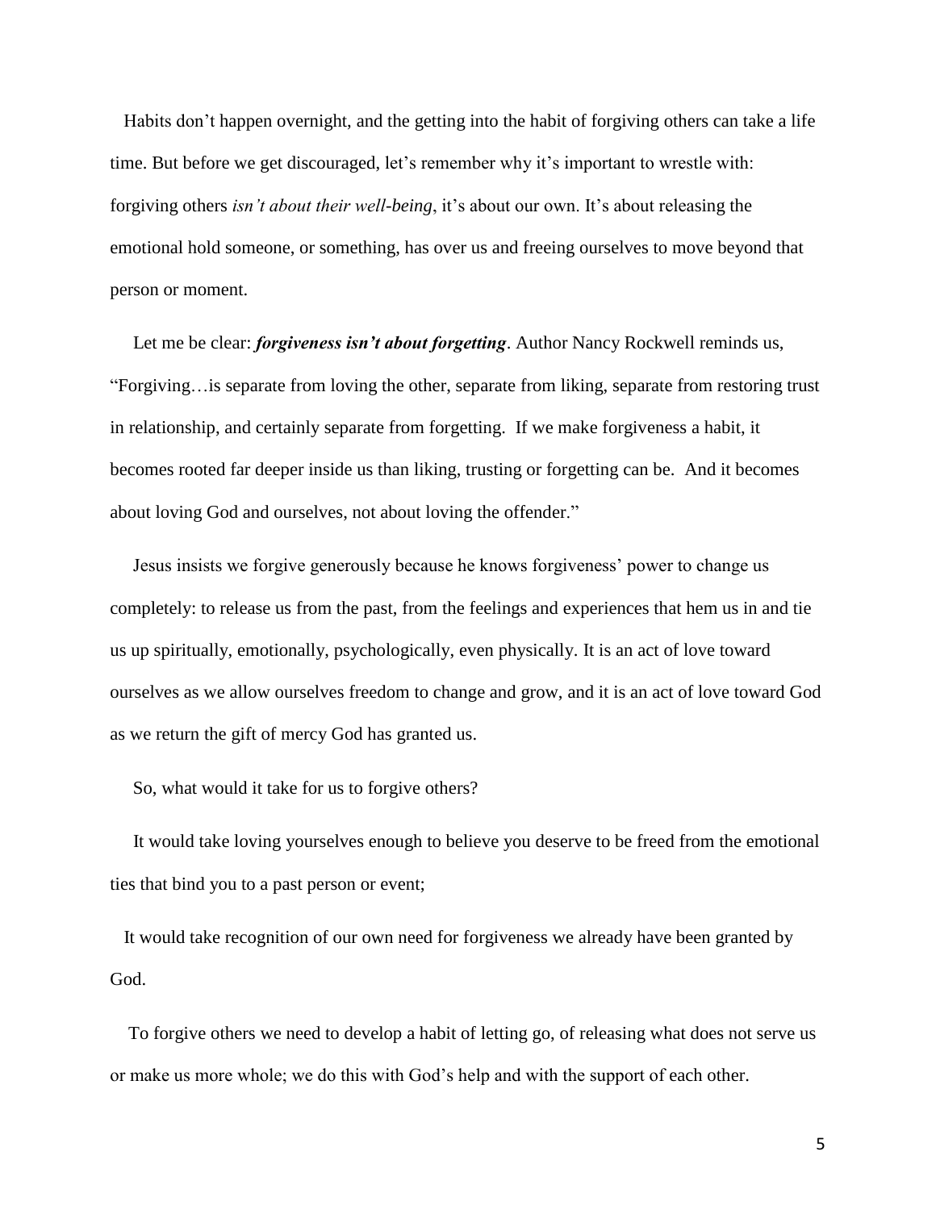Habits don't happen overnight, and the getting into the habit of forgiving others can take a life time. But before we get discouraged, let's remember why it's important to wrestle with: forgiving others *isn't about their well-being*, it's about our own. It's about releasing the emotional hold someone, or something, has over us and freeing ourselves to move beyond that person or moment.

Let me be clear: ***forgiveness isn't about forgetting***. Author Nancy Rockwell reminds us, "Forgiving…is separate from loving the other, separate from liking, separate from restoring trust in relationship, and certainly separate from forgetting. If we make forgiveness a habit, it becomes rooted far deeper inside us than liking, trusting or forgetting can be. And it becomes about loving God and ourselves, not about loving the offender."

Jesus insists we forgive generously because he knows forgiveness' power to change us completely: to release us from the past, from the feelings and experiences that hem us in and tie us up spiritually, emotionally, psychologically, even physically. It is an act of love toward ourselves as we allow ourselves freedom to change and grow, and it is an act of love toward God as we return the gift of mercy God has granted us.

So, what would it take for us to forgive others?

It would take loving yourselves enough to believe you deserve to be freed from the emotional ties that bind you to a past person or event;

It would take recognition of our own need for forgiveness we already have been granted by God.

To forgive others we need to develop a habit of letting go, of releasing what does not serve us or make us more whole; we do this with God's help and with the support of each other.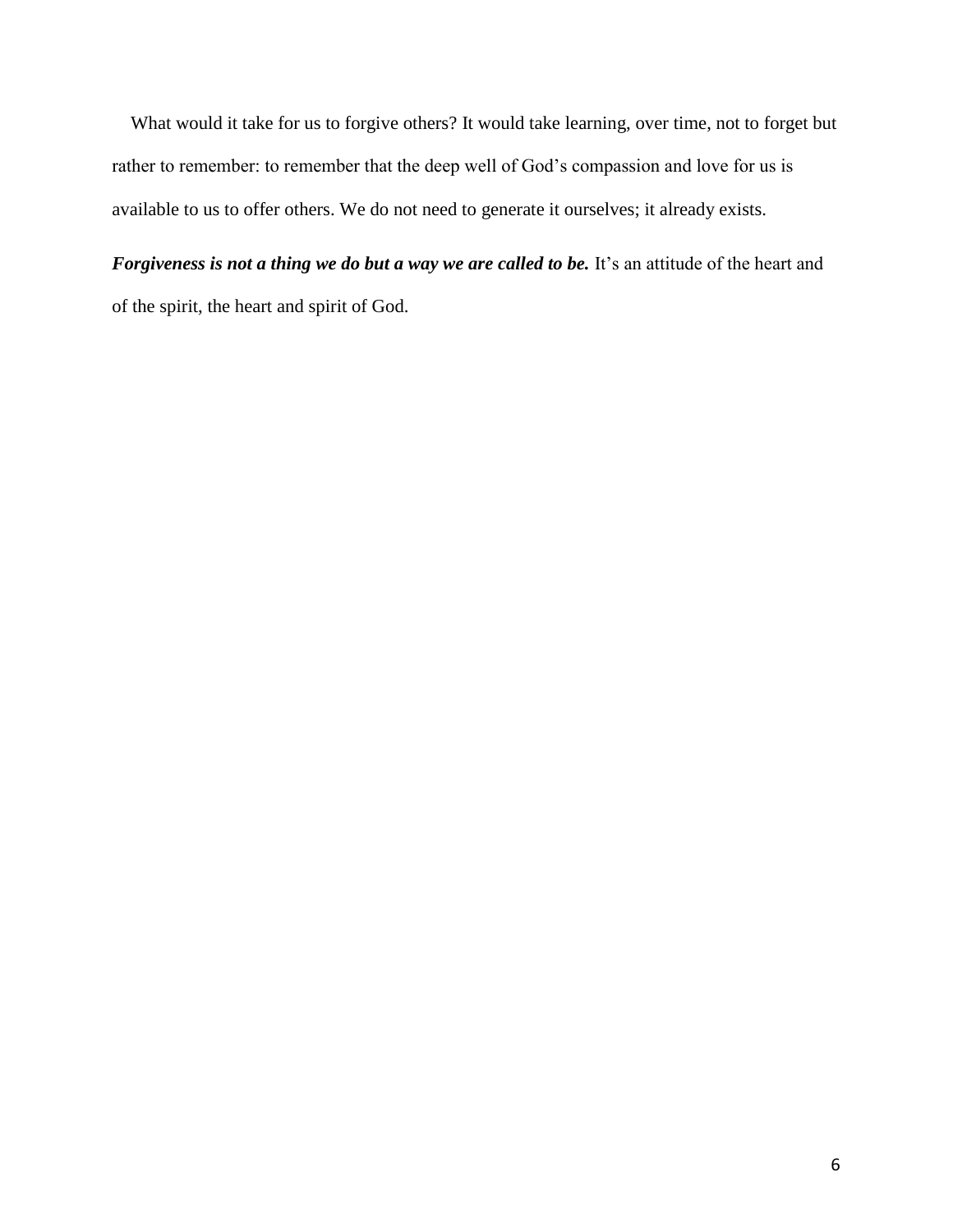What would it take for us to forgive others? It would take learning, over time, not to forget but rather to remember: to remember that the deep well of God's compassion and love for us is available to us to offer others. We do not need to generate it ourselves; it already exists.

***Forgiveness is not a thing we do but a way we are called to be.*** It's an attitude of the heart and of the spirit, the heart and spirit of God.